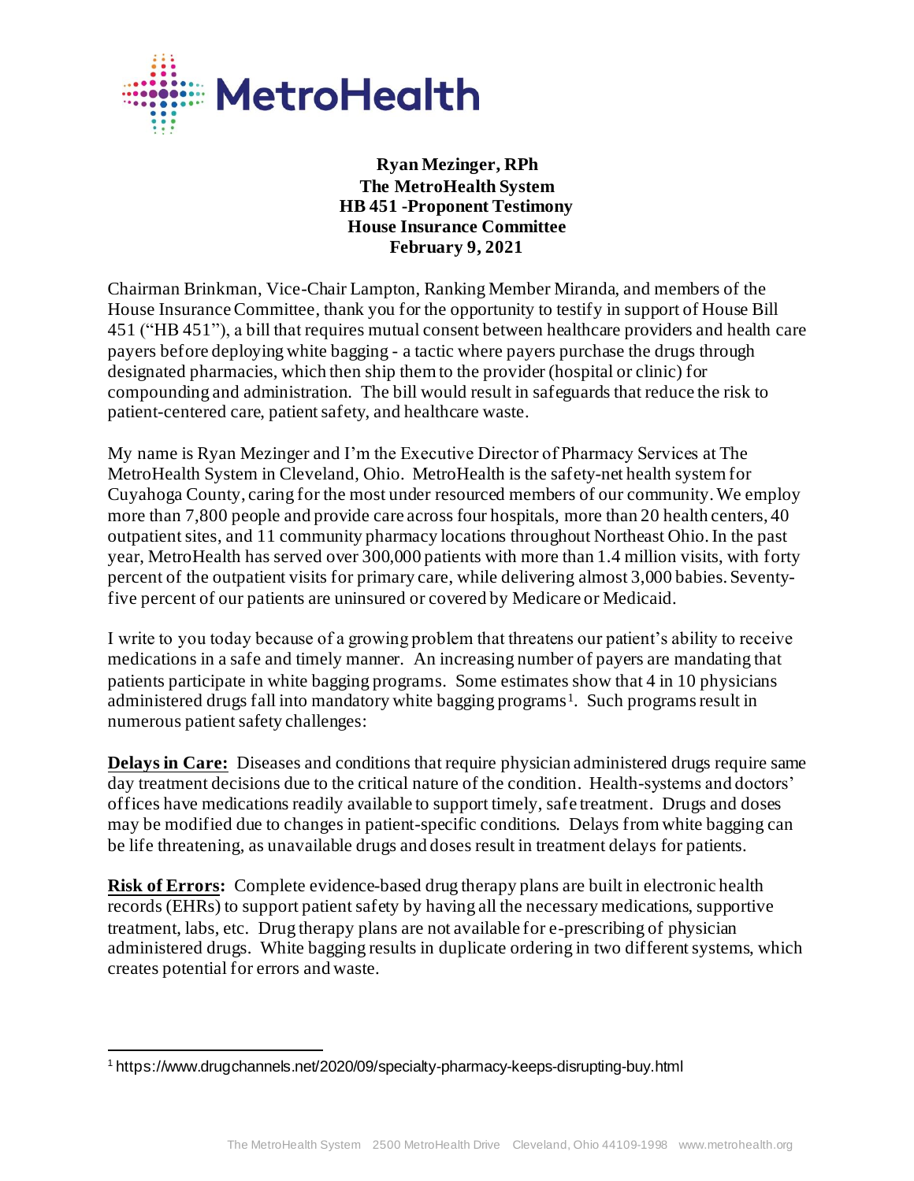**Ryan Mezinger, RPh**
**The MetroHealth System**
**HB 451 -Proponent Testimony**
**House Insurance Committee**
**February 9, 2021**

Chairman Brinkman, Vice-Chair Lampton, Ranking Member Miranda, and members of the House Insurance Committee, thank you for the opportunity to testify in support of House Bill 451 ("HB 451"), a bill that requires mutual consent between healthcare providers and health care payers before deploying white bagging - a tactic where payers purchase the drugs through designated pharmacies, which then ship them to the provider (hospital or clinic) for compounding and administration. The bill would result in safeguards that reduce the risk to patient-centered care, patient safety, and healthcare waste.

My name is Ryan Mezinger and I'm the Executive Director of Pharmacy Services at The MetroHealth System in Cleveland, Ohio. MetroHealth is the safety-net health system for Cuyahoga County, caring for the most under resourced members of our community. We employ more than 7,800 people and provide care across four hospitals, more than 20 health centers, 40 outpatient sites, and 11 community pharmacy locations throughout Northeast Ohio. In the past year, MetroHealth has served over 300,000 patients with more than 1.4 million visits, with forty percent of the outpatient visits for primary care, while delivering almost 3,000 babies. Seventy-five percent of our patients are uninsured or covered by Medicare or Medicaid.

I write to you today because of a growing problem that threatens our patient's ability to receive medications in a safe and timely manner. An increasing number of payers are mandating that patients participate in white bagging programs. Some estimates show that 4 in 10 physicians administered drugs fall into mandatory white bagging programs[1]. Such programs result in numerous patient safety challenges:

**Delays in Care:** Diseases and conditions that require physician administered drugs require same day treatment decisions due to the critical nature of the condition. Health-systems and doctors' offices have medications readily available to support timely, safe treatment. Drugs and doses may be modified due to changes in patient-specific conditions. Delays from white bagging can be life threatening, as unavailable drugs and doses result in treatment delays for patients.

**Risk of Errors:** Complete evidence-based drug therapy plans are built in electronic health records (EHRs) to support patient safety by having all the necessary medications, supportive treatment, labs, etc. Drug therapy plans are not available for e-prescribing of physician administered drugs. White bagging results in duplicate ordering in two different systems, which creates potential for errors and waste.

---

[1] https://www.drugchannels.net/2020/09/specialty-pharmacy-keeps-disrupting-buy.html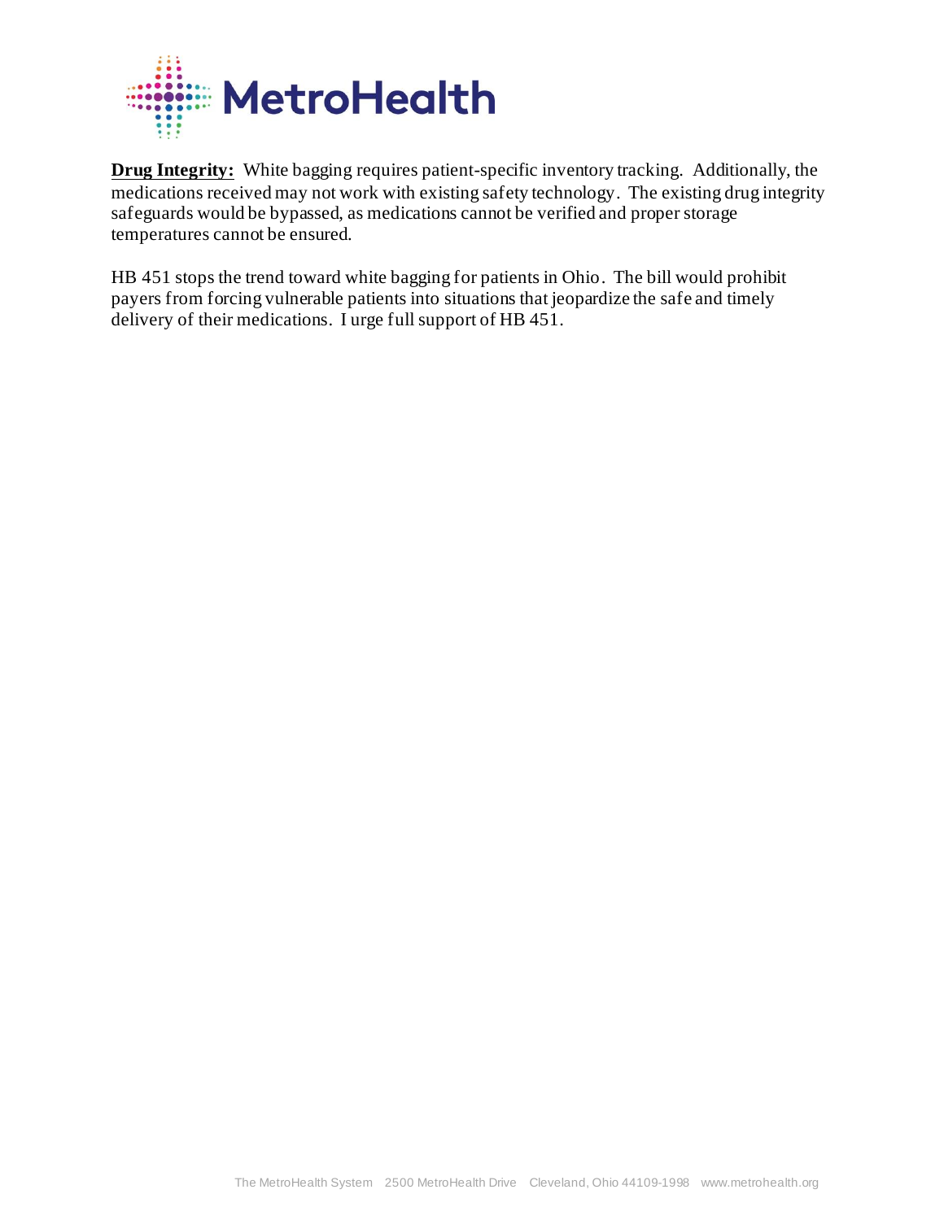**Drug Integrity:** White bagging requires patient-specific inventory tracking. Additionally, the medications received may not work with existing safety technology. The existing drug integrity safeguards would be bypassed, as medications cannot be verified and proper storage temperatures cannot be ensured.

HB 451 stops the trend toward white bagging for patients in Ohio. The bill would prohibit payers from forcing vulnerable patients into situations that jeopardize the safe and timely delivery of their medications. I urge full support of HB 451.